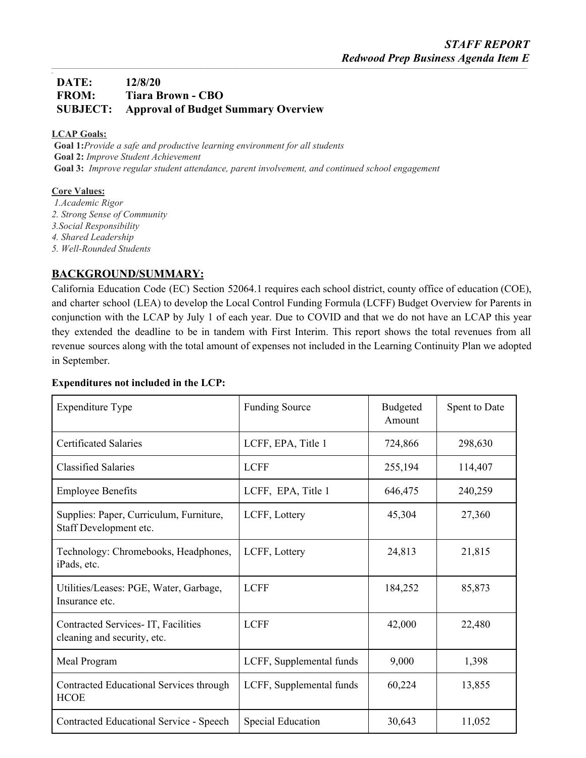*STAFF REPORT*
***Redwood Prep Business Agenda Item E***

**DATE:** 12/8/20
**FROM:** Tiara Brown - CBO
**SUBJECT:** Approval of Budget Summary Overview

**LCAP Goals:**
**Goal 1:** *Provide a safe and productive learning environment for all students*
**Goal 2:** *Improve Student Achievement*
**Goal 3:** *Improve regular student attendance, parent involvement, and continued school engagement*

**Core Values:**
*1. Academic Rigor*
*2. Strong Sense of Community*
*3. Social Responsibility*
*4. Shared Leadership*
*5. Well-Rounded Students*

## BACKGROUND/SUMMARY:

California Education Code (EC) Section 52064.1 requires each school district, county office of education (COE), and charter school (LEA) to develop the Local Control Funding Formula (LCFF) Budget Overview for Parents in conjunction with the LCAP by July 1 of each year. Due to COVID and that we do not have an LCAP this year they extended the deadline to be in tandem with First Interim. This report shows the total revenues from all revenue sources along with the total amount of expenses not included in the Learning Continuity Plan we adopted in September.

**Expenditures not included in the LCP:**

| Expenditure Type | Funding Source | Budgeted Amount | Spent to Date |
|---|---|---|---|
| Certificated Salaries | LCFF, EPA, Title 1 | 724,866 | 298,630 |
| Classified Salaries | LCFF | 255,194 | 114,407 |
| Employee Benefits | LCFF, EPA, Title 1 | 646,475 | 240,259 |
| Supplies: Paper, Curriculum, Furniture, Staff Development etc. | LCFF, Lottery | 45,304 | 27,360 |
| Technology: Chromebooks, Headphones, iPads, etc. | LCFF, Lottery | 24,813 | 21,815 |
| Utilities/Leases: PGE, Water, Garbage, Insurance etc. | LCFF | 184,252 | 85,873 |
| Contracted Services- IT, Facilities cleaning and security, etc. | LCFF | 42,000 | 22,480 |
| Meal Program | LCFF, Supplemental funds | 9,000 | 1,398 |
| Contracted Educational Services through HCOE | LCFF, Supplemental funds | 60,224 | 13,855 |
| Contracted Educational Service - Speech | Special Education | 30,643 | 11,052 |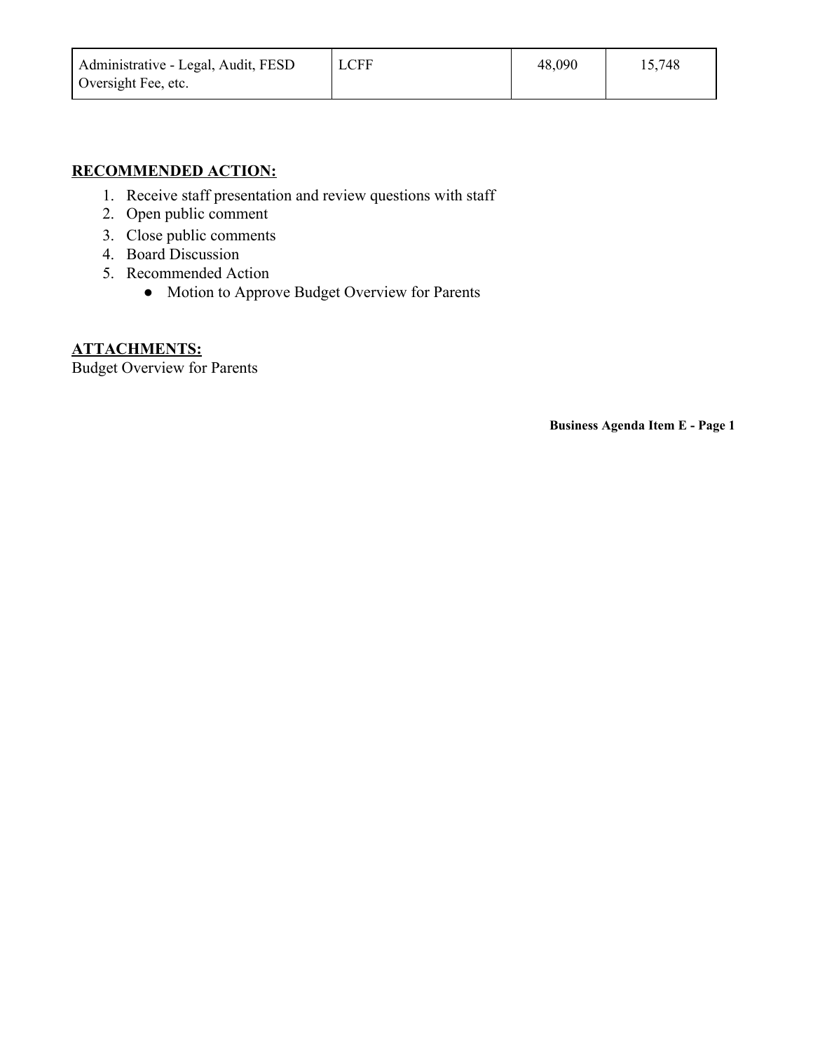| | | | |
|---|---|---|---|
| Administrative - Legal, Audit, FESD Oversight Fee, etc. | LCFF | 48,090 | 15,748 |

**RECOMMENDED ACTION:**

1. Receive staff presentation and review questions with staff
2. Open public comment
3. Close public comments
4. Board Discussion
5. Recommended Action
   - Motion to Approve Budget Overview for Parents

**ATTACHMENTS:**

Budget Overview for Parents